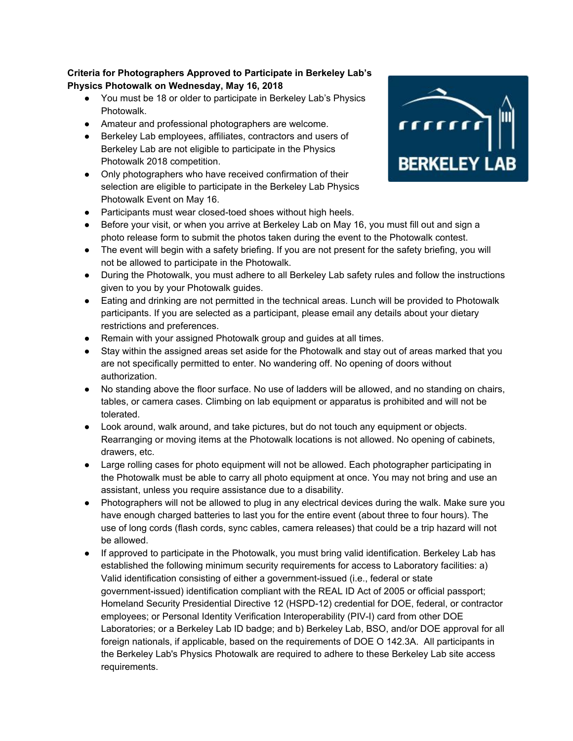**Criteria for Photographers Approved to Participate in Berkeley Lab's Physics Photowalk on Wednesday, May 16, 2018**

- You must be 18 or older to participate in Berkeley Lab's Physics Photowalk.
- Amateur and professional photographers are welcome.
- Berkeley Lab employees, affiliates, contractors and users of Berkeley Lab are not eligible to participate in the Physics Photowalk 2018 competition.
- Only photographers who have received confirmation of their selection are eligible to participate in the Berkeley Lab Physics Photowalk Event on May 16.
- Participants must wear closed-toed shoes without high heels.
- Before your visit, or when you arrive at Berkeley Lab on May 16, you must fill out and sign a photo release form to submit the photos taken during the event to the Photowalk contest.
- The event will begin with a safety briefing. If you are not present for the safety briefing, you will not be allowed to participate in the Photowalk.
- During the Photowalk, you must adhere to all Berkeley Lab safety rules and follow the instructions given to you by your Photowalk guides.
- Eating and drinking are not permitted in the technical areas. Lunch will be provided to Photowalk participants. If you are selected as a participant, please email any details about your dietary restrictions and preferences.
- Remain with your assigned Photowalk group and guides at all times.
- Stay within the assigned areas set aside for the Photowalk and stay out of areas marked that you are not specifically permitted to enter. No wandering off. No opening of doors without authorization.
- No standing above the floor surface. No use of ladders will be allowed, and no standing on chairs, tables, or camera cases. Climbing on lab equipment or apparatus is prohibited and will not be tolerated.
- Look around, walk around, and take pictures, but do not touch any equipment or objects. Rearranging or moving items at the Photowalk locations is not allowed. No opening of cabinets, drawers, etc.
- Large rolling cases for photo equipment will not be allowed. Each photographer participating in the Photowalk must be able to carry all photo equipment at once. You may not bring and use an assistant, unless you require assistance due to a disability.
- Photographers will not be allowed to plug in any electrical devices during the walk. Make sure you have enough charged batteries to last you for the entire event (about three to four hours). The use of long cords (flash cords, sync cables, camera releases) that could be a trip hazard will not be allowed.
- If approved to participate in the Photowalk, you must bring valid identification. Berkeley Lab has established the following minimum security requirements for access to Laboratory facilities: a) Valid identification consisting of either a government-issued (i.e., federal or state government-issued) identification compliant with the REAL ID Act of 2005 or official passport; Homeland Security Presidential Directive 12 (HSPD-12) credential for DOE, federal, or contractor employees; or Personal Identity Verification Interoperability (PIV-I) card from other DOE Laboratories; or a Berkeley Lab ID badge; and b) Berkeley Lab, BSO, and/or DOE approval for all foreign nationals, if applicable, based on the requirements of DOE O 142.3A. All participants in the Berkeley Lab's Physics Photowalk are required to adhere to these Berkeley Lab site access requirements.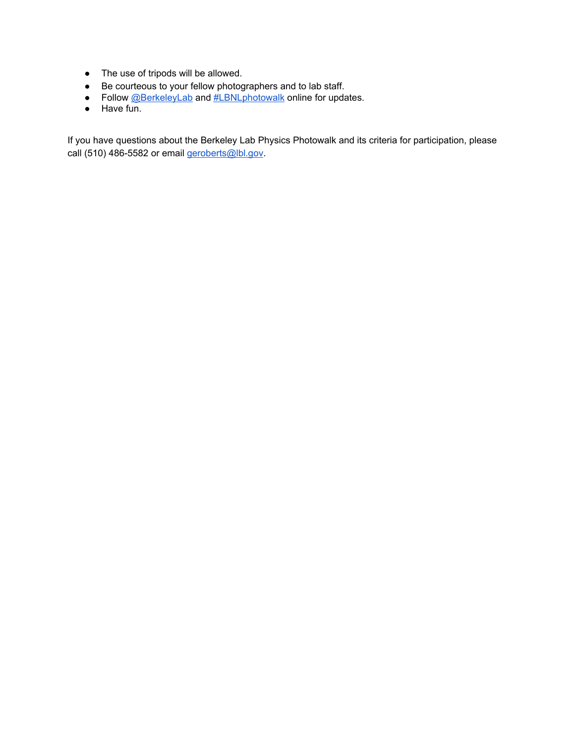- The use of tripods will be allowed.
- Be courteous to your fellow photographers and to lab staff.
- Follow @BerkeleyLab and #LBNLphotowalk online for updates.
- Have fun.

If you have questions about the Berkeley Lab Physics Photowalk and its criteria for participation, please call (510) 486-5582 or email geroberts@lbl.gov.